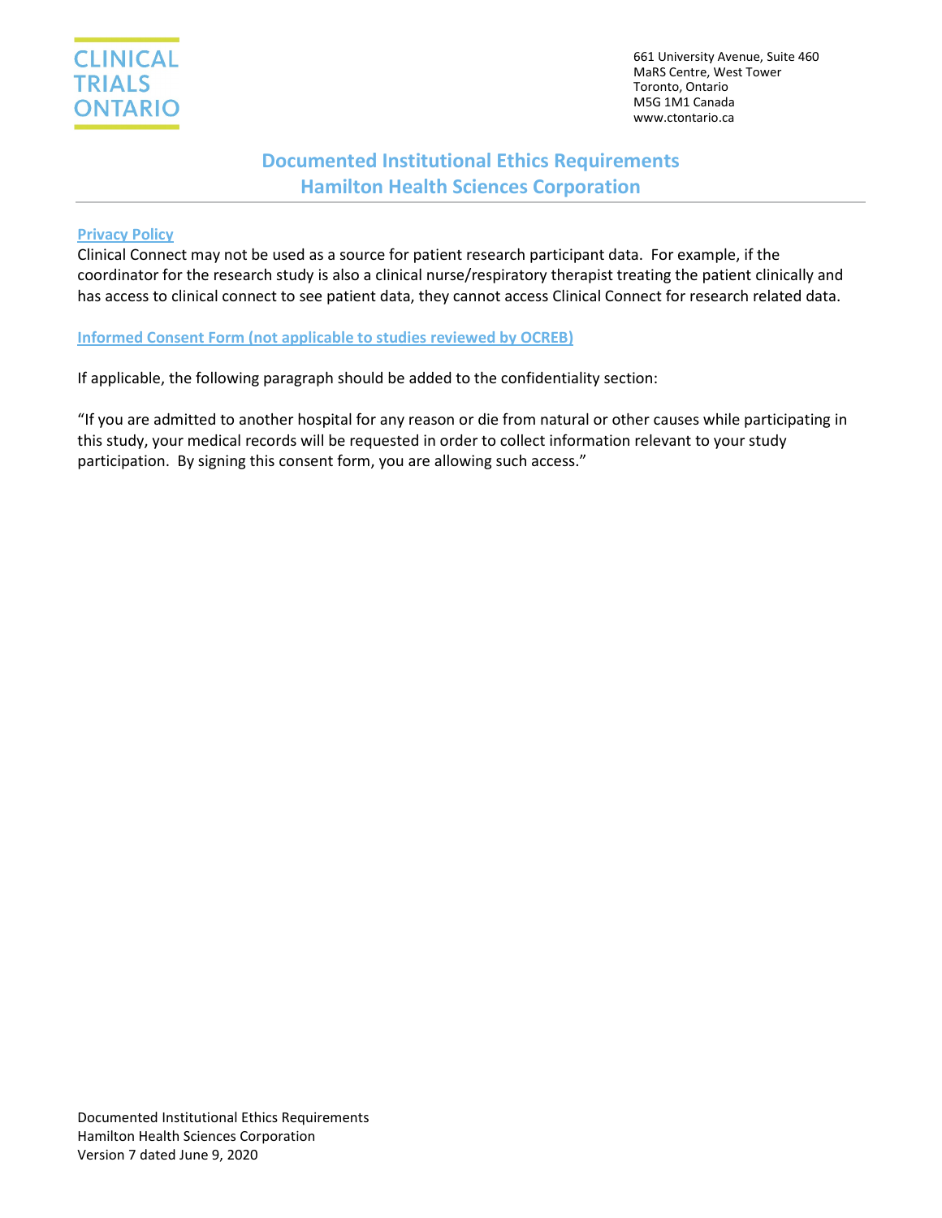CLINICAL TRIALS ONTARIO

661 University Avenue, Suite 460
MaRS Centre, West Tower
Toronto, Ontario
M5G 1M1 Canada
www.ctontario.ca

# Documented Institutional Ethics Requirements
# Hamilton Health Sciences Corporation

## Privacy Policy

Clinical Connect may not be used as a source for patient research participant data. For example, if the coordinator for the research study is also a clinical nurse/respiratory therapist treating the patient clinically and has access to clinical connect to see patient data, they cannot access Clinical Connect for research related data.

## Informed Consent Form (not applicable to studies reviewed by OCREB)

If applicable, the following paragraph should be added to the confidentiality section:

"If you are admitted to another hospital for any reason or die from natural or other causes while participating in this study, your medical records will be requested in order to collect information relevant to your study participation. By signing this consent form, you are allowing such access."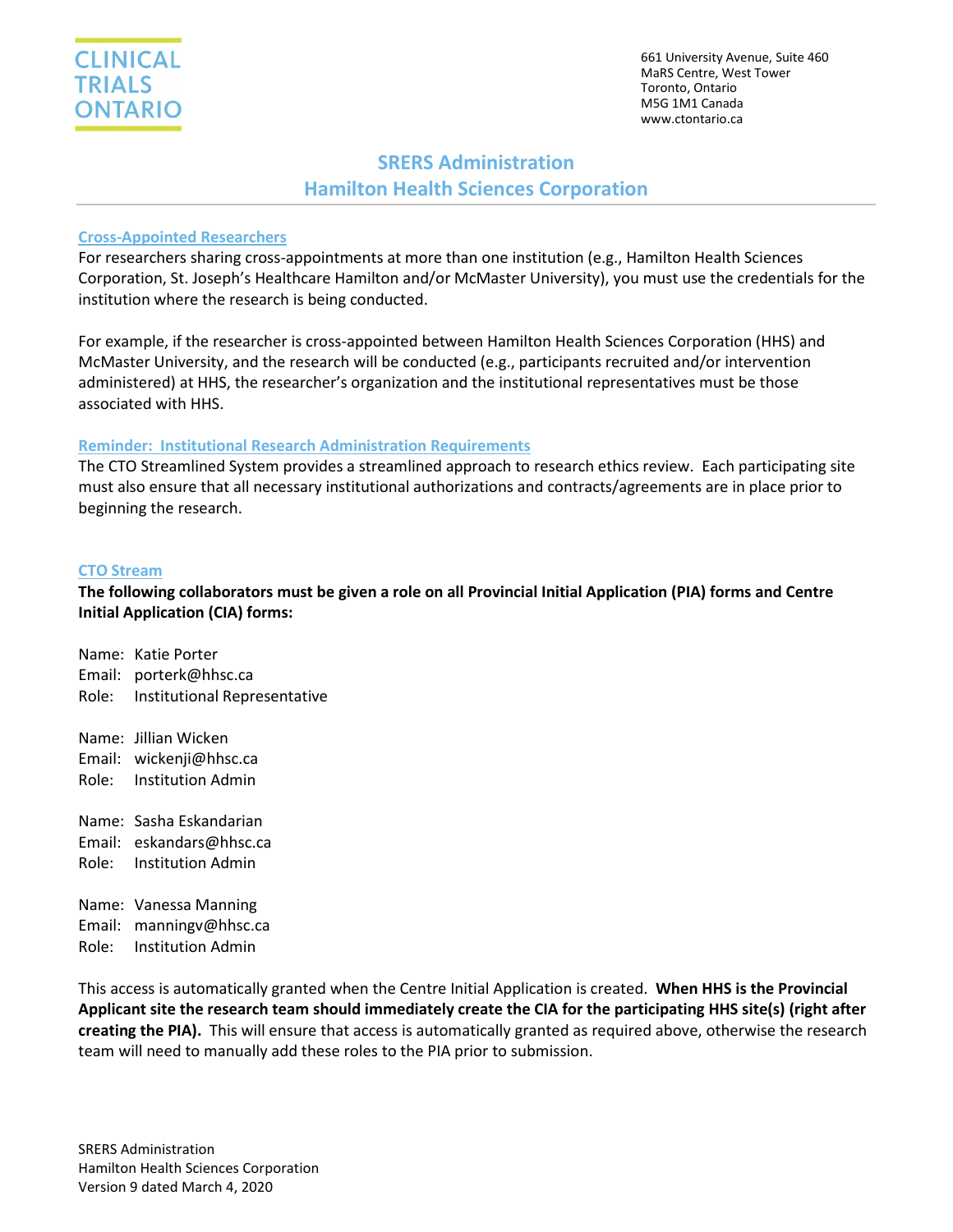# SRERS Administration
# Hamilton Health Sciences Corporation

## Cross-Appointed Researchers

For researchers sharing cross-appointments at more than one institution (e.g., Hamilton Health Sciences Corporation, St. Joseph's Healthcare Hamilton and/or McMaster University), you must use the credentials for the institution where the research is being conducted.

For example, if the researcher is cross-appointed between Hamilton Health Sciences Corporation (HHS) and McMaster University, and the research will be conducted (e.g., participants recruited and/or intervention administered) at HHS, the researcher's organization and the institutional representatives must be those associated with HHS.

## Reminder: Institutional Research Administration Requirements

The CTO Streamlined System provides a streamlined approach to research ethics review. Each participating site must also ensure that all necessary institutional authorizations and contracts/agreements are in place prior to beginning the research.

## CTO Stream

**The following collaborators must be given a role on all Provincial Initial Application (PIA) forms and Centre Initial Application (CIA) forms:**

Name: Katie Porter
Email: porterk@hhsc.ca
Role: Institutional Representative

Name: Jillian Wicken
Email: wickenji@hhsc.ca
Role: Institution Admin

Name: Sasha Eskandarian
Email: eskandars@hhsc.ca
Role: Institution Admin

Name: Vanessa Manning
Email: manningv@hhsc.ca
Role: Institution Admin

This access is automatically granted when the Centre Initial Application is created. **When HHS is the Provincial Applicant site the research team should immediately create the CIA for the participating HHS site(s) (right after creating the PIA).** This will ensure that access is automatically granted as required above, otherwise the research team will need to manually add these roles to the PIA prior to submission.

SRERS Administration
Hamilton Health Sciences Corporation
Version 9 dated March 4, 2020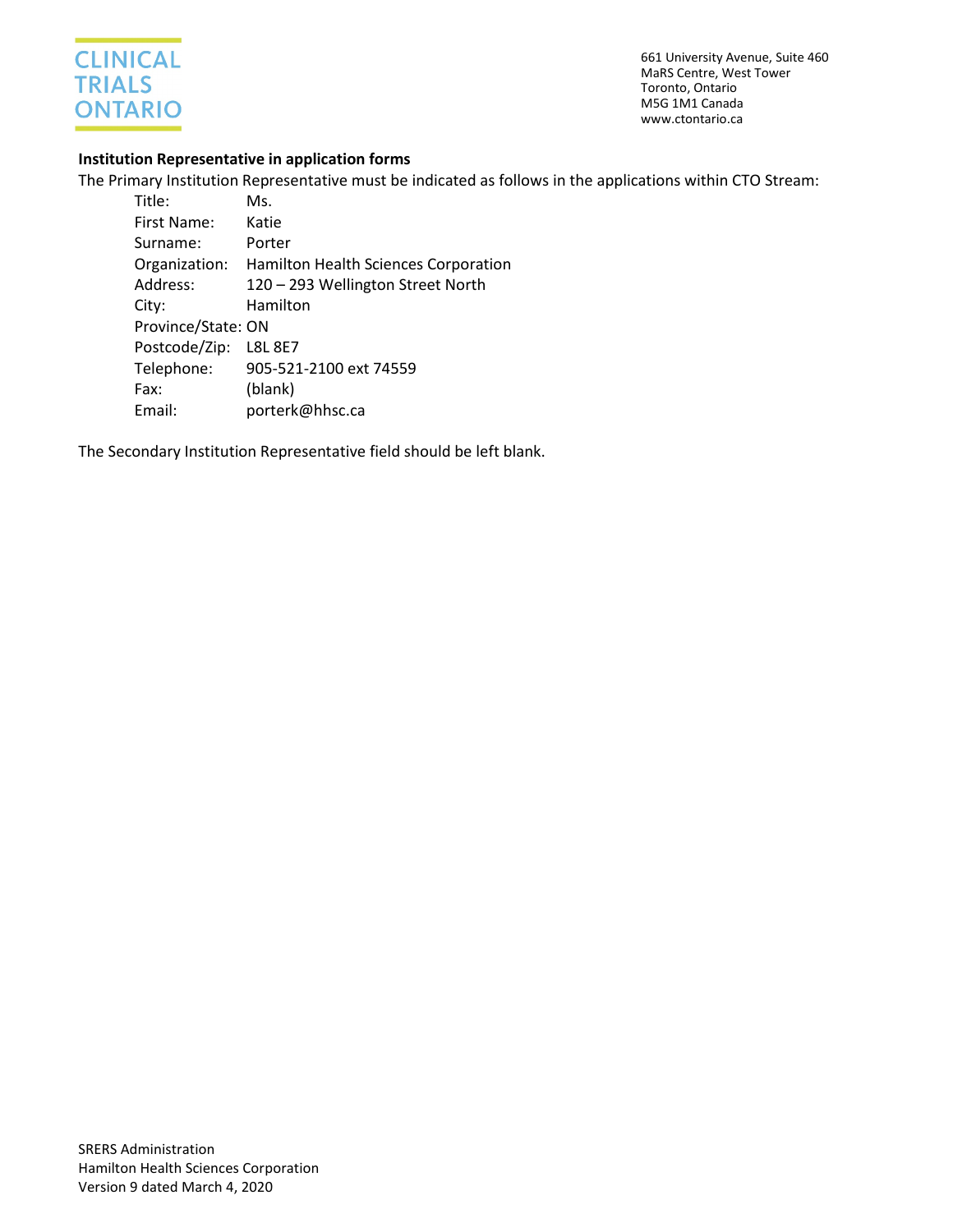**Institution Representative in application forms**

The Primary Institution Representative must be indicated as follows in the applications within CTO Stream:

| | |
|---|---|
| Title: | Ms. |
| First Name: | Katie |
| Surname: | Porter |
| Organization: | Hamilton Health Sciences Corporation |
| Address: | 120 – 293 Wellington Street North |
| City: | Hamilton |
| Province/State: | ON |
| Postcode/Zip: | L8L 8E7 |
| Telephone: | 905-521-2100 ext 74559 |
| Fax: | (blank) |
| Email: | porterk@hhsc.ca |

The Secondary Institution Representative field should be left blank.